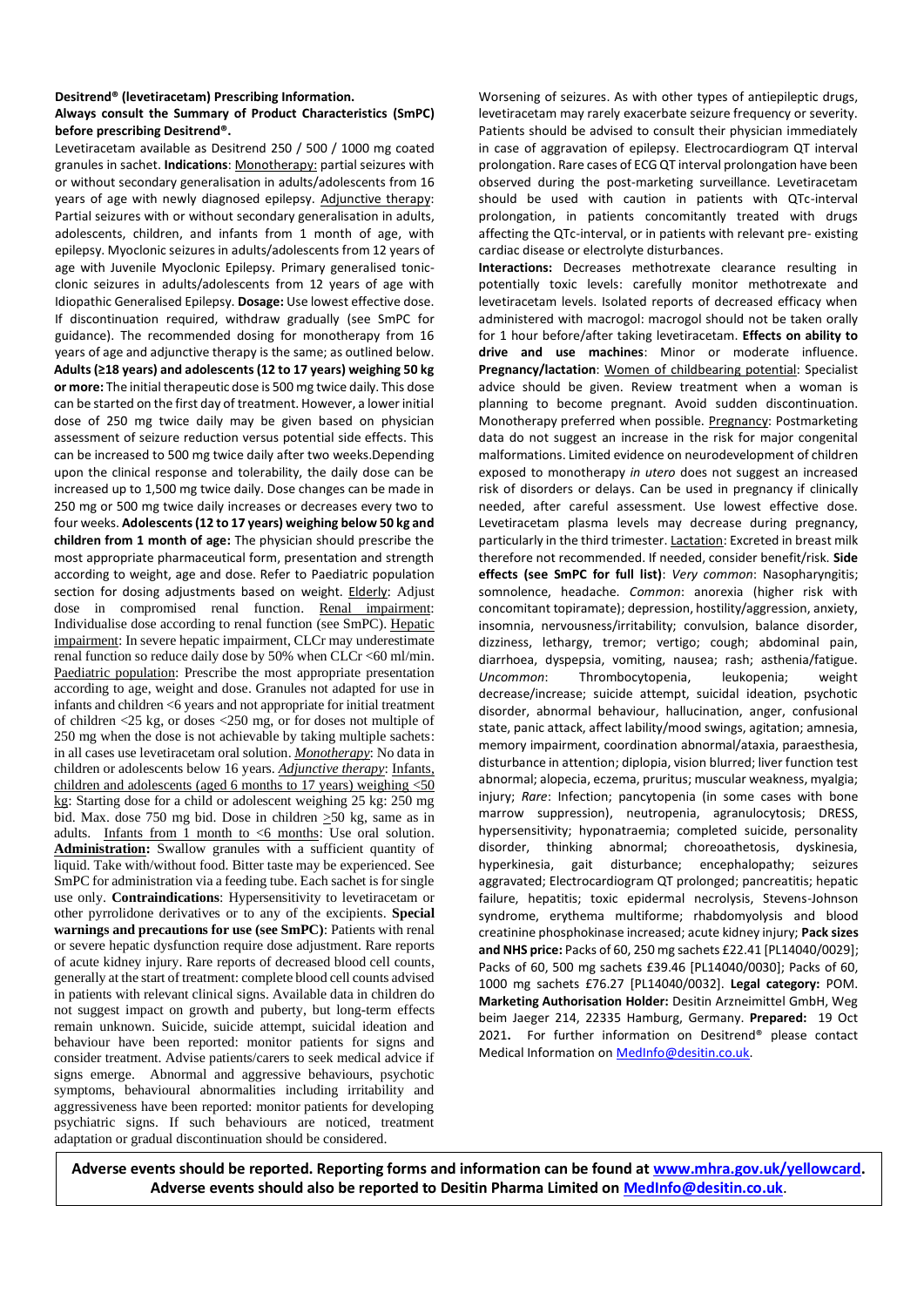**Desitrend® (levetiracetam) Prescribing Information.**

**Always consult the Summary of Product Characteristics (SmPC) before prescribing Desitrend®.**

Levetiracetam available as Desitrend 250 / 500 / 1000 mg coated granules in sachet. **Indications**: Monotherapy: partial seizures with or without secondary generalisation in adults/adolescents from 16 years of age with newly diagnosed epilepsy. Adjunctive therapy: Partial seizures with or without secondary generalisation in adults, adolescents, children, and infants from 1 month of age, with epilepsy. Myoclonic seizures in adults/adolescents from 12 years of age with Juvenile Myoclonic Epilepsy. Primary generalised tonic-clonic seizures in adults/adolescents from 12 years of age with Idiopathic Generalised Epilepsy. **Dosage:** Use lowest effective dose. If discontinuation required, withdraw gradually (see SmPC for guidance). The recommended dosing for monotherapy from 16 years of age and adjunctive therapy is the same; as outlined below. **Adults (≥18 years) and adolescents (12 to 17 years) weighing 50 kg or more:** The initial therapeutic dose is 500 mg twice daily. This dose can be started on the first day of treatment. However, a lower initial dose of 250 mg twice daily may be given based on physician assessment of seizure reduction versus potential side effects. This can be increased to 500 mg twice daily after two weeks.Depending upon the clinical response and tolerability, the daily dose can be increased up to 1,500 mg twice daily. Dose changes can be made in 250 mg or 500 mg twice daily increases or decreases every two to four weeks. **Adolescents (12 to 17 years) weighing below 50 kg and children from 1 month of age:** The physician should prescribe the most appropriate pharmaceutical form, presentation and strength according to weight, age and dose. Refer to Paediatric population section for dosing adjustments based on weight. Elderly: Adjust dose in compromised renal function. Renal impairment: Individualise dose according to renal function (see SmPC). Hepatic impairment: In severe hepatic impairment, CLCr may underestimate renal function so reduce daily dose by 50% when CLCr <60 ml/min. Paediatric population: Prescribe the most appropriate presentation according to age, weight and dose. Granules not adapted for use in infants and children <6 years and not appropriate for initial treatment of children <25 kg, or doses <250 mg, or for doses not multiple of 250 mg when the dose is not achievable by taking multiple sachets: in all cases use levetiracetam oral solution. *Monotherapy*: No data in children or adolescents below 16 years. *Adjunctive therapy*: Infants, children and adolescents (aged 6 months to 17 years) weighing <50 kg: Starting dose for a child or adolescent weighing 25 kg: 250 mg bid. Max. dose 750 mg bid. Dose in children $\geq$50 kg, same as in adults. Infants from 1 month to <6 months: Use oral solution. **Administration:** Swallow granules with a sufficient quantity of liquid. Take with/without food. Bitter taste may be experienced. See SmPC for administration via a feeding tube. Each sachet is for single use only. **Contraindications**: Hypersensitivity to levetiracetam or other pyrrolidone derivatives or to any of the excipients. **Special warnings and precautions for use (see SmPC)**: Patients with renal or severe hepatic dysfunction require dose adjustment. Rare reports of acute kidney injury. Rare reports of decreased blood cell counts, generally at the start of treatment: complete blood cell counts advised in patients with relevant clinical signs. Available data in children do not suggest impact on growth and puberty, but long-term effects remain unknown. Suicide, suicide attempt, suicidal ideation and behaviour have been reported: monitor patients for signs and consider treatment. Advise patients/carers to seek medical advice if signs emerge. Abnormal and aggressive behaviours, psychotic symptoms, behavioural abnormalities including irritability and aggressiveness have been reported: monitor patients for developing psychiatric signs. If such behaviours are noticed, treatment adaptation or gradual discontinuation should be considered.

Worsening of seizures. As with other types of antiepileptic drugs, levetiracetam may rarely exacerbate seizure frequency or severity. Patients should be advised to consult their physician immediately in case of aggravation of epilepsy. Electrocardiogram QT interval prolongation. Rare cases of ECG QT interval prolongation have been observed during the post-marketing surveillance. Levetiracetam should be used with caution in patients with QTc-interval prolongation, in patients concomitantly treated with drugs affecting the QTc-interval, or in patients with relevant pre- existing cardiac disease or electrolyte disturbances.

**Interactions:** Decreases methotrexate clearance resulting in potentially toxic levels: carefully monitor methotrexate and levetiracetam levels. Isolated reports of decreased efficacy when administered with macrogol: macrogol should not be taken orally for 1 hour before/after taking levetiracetam. **Effects on ability to drive and use machines**: Minor or moderate influence. **Pregnancy/lactation**: Women of childbearing potential: Specialist advice should be given. Review treatment when a woman is planning to become pregnant. Avoid sudden discontinuation. Monotherapy preferred when possible. Pregnancy: Postmarketing data do not suggest an increase in the risk for major congenital malformations. Limited evidence on neurodevelopment of children exposed to monotherapy *in utero* does not suggest an increased risk of disorders or delays. Can be used in pregnancy if clinically needed, after careful assessment. Use lowest effective dose. Levetiracetam plasma levels may decrease during pregnancy, particularly in the third trimester. Lactation: Excreted in breast milk therefore not recommended. If needed, consider benefit/risk. **Side effects (see SmPC for full list)**: *Very common*: Nasopharyngitis; somnolence, headache. *Common*: anorexia (higher risk with concomitant topiramate); depression, hostility/aggression, anxiety, insomnia, nervousness/irritability; convulsion, balance disorder, dizziness, lethargy, tremor; vertigo; cough; abdominal pain, diarrhoea, dyspepsia, vomiting, nausea; rash; asthenia/fatigue. *Uncommon*: Thrombocytopenia, leukopenia; weight decrease/increase; suicide attempt, suicidal ideation, psychotic disorder, abnormal behaviour, hallucination, anger, confusional state, panic attack, affect lability/mood swings, agitation; amnesia, memory impairment, coordination abnormal/ataxia, paraesthesia, disturbance in attention; diplopia, vision blurred; liver function test abnormal; alopecia, eczema, pruritus; muscular weakness, myalgia; injury; *Rare*: Infection; pancytopenia (in some cases with bone marrow suppression), neutropenia, agranulocytosis; DRESS, hypersensitivity; hyponatraemia; completed suicide, personality disorder, thinking abnormal; choreoathetosis, dyskinesia, hyperkinesia, gait disturbance; encephalopathy; seizures aggravated; Electrocardiogram QT prolonged; pancreatitis; hepatic failure, hepatitis; toxic epidermal necrolysis, Stevens-Johnson syndrome, erythema multiforme; rhabdomyolysis and blood creatinine phosphokinase increased; acute kidney injury; **Pack sizes and NHS price:** Packs of 60, 250 mg sachets £22.41 [PL14040/0029]; Packs of 60, 500 mg sachets £39.46 [PL14040/0030]; Packs of 60, 1000 mg sachets £76.27 [PL14040/0032]. **Legal category:** POM. **Marketing Authorisation Holder:** Desitin Arzneimittel GmbH, Weg beim Jaeger 214, 22335 Hamburg, Germany. **Prepared:** 19 Oct 2021**.** For further information on Desitrend® please contact Medical Information on MedInfo@desitin.co.uk.

**Adverse events should be reported. Reporting forms and information can be found at www.mhra.gov.uk/yellowcard. Adverse events should also be reported to Desitin Pharma Limited on MedInfo@desitin.co.uk.**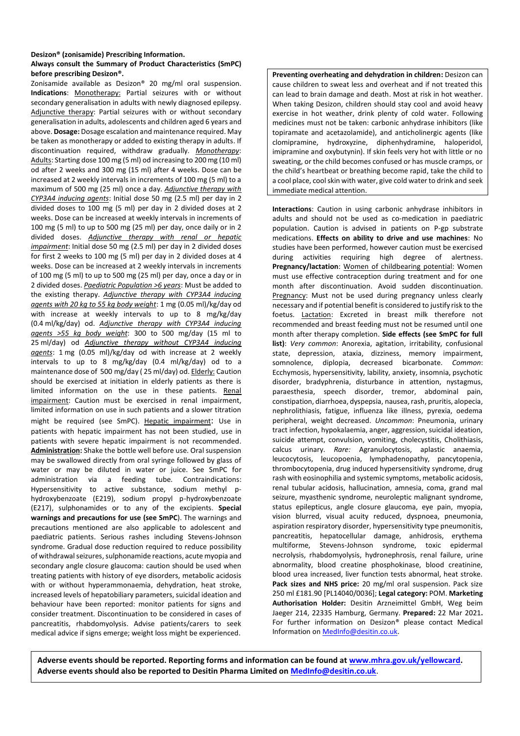**Desizon® (zonisamide) Prescribing Information.**

**Always consult the Summary of Product Characteristics (SmPC) before prescribing Desizon®.**

Zonisamide available as Desizon® 20 mg/ml oral suspension. **Indications**: Monotherapy: Partial seizures with or without secondary generalisation in adults with newly diagnosed epilepsy. Adjunctive therapy: Partial seizures with or without secondary generalisation in adults, adolescents and children aged 6 years and above. **Dosage:** Dosage escalation and maintenance required. May be taken as monotherapy or added to existing therapy in adults. If discontinuation required, withdraw gradually. *Monotherapy*: Adults: Starting dose 100 mg (5 ml) od increasing to 200 mg (10 ml) od after 2 weeks and 300 mg (15 ml) after 4 weeks. Dose can be increased at 2 weekly intervals in increments of 100 mg (5 ml) to a maximum of 500 mg (25 ml) once a day. *Adjunctive therapy with CYP3A4 inducing agents*: Initial dose 50 mg (2.5 ml) per day in 2 divided doses to 100 mg (5 ml) per day in 2 divided doses at 2 weeks. Dose can be increased at weekly intervals in increments of 100 mg (5 ml) to up to 500 mg (25 ml) per day, once daily or in 2 divided doses. *Adjunctive therapy with renal or hepatic impairment*: Initial dose 50 mg (2.5 ml) per day in 2 divided doses for first 2 weeks to 100 mg (5 ml) per day in 2 divided doses at 4 weeks. Dose can be increased at 2 weekly intervals in increments of 100 mg (5 ml) to up to 500 mg (25 ml) per day, once a day or in 2 divided doses. *Paediatric Population >6 years*: Must be added to the existing therapy. *Adjunctive therapy with CYP3A4 inducing agents with 20 kg to 55 kg body weight*: 1 mg (0.05 ml)/kg/day od with increase at weekly intervals to up to 8 mg/kg/day (0.4 ml/kg/day) od. *Adjunctive therapy with CYP3A4 inducing agents >55 kg body weight*: 300 to 500 mg/day (15 ml to 25 ml/day) od *Adjunctive therapy without CYP3A4 inducing agents*: 1 mg (0.05 ml)/kg/day od with increase at 2 weekly intervals to up to 8 mg/kg/day (0.4 ml/kg/day) od to a maintenance dose of 500 mg/day ( 25 ml/day) od. Elderly: Caution should be exercised at initiation in elderly patients as there is limited information on the use in these patients. Renal impairment: Caution must be exercised in renal impairment, limited information on use in such patients and a slower titration might be required (see SmPC). Hepatic impairment: Use in patients with hepatic impairment has not been studied, use in patients with severe hepatic impairment is not recommended. **Administration:** Shake the bottle well before use. Oral suspension may be swallowed directly from oral syringe followed by glass of water or may be diluted in water or juice. See SmPC for administration via a feeding tube. Contraindications: Hypersensitivity to active substance, sodium methyl p-hydroxybenzoate (E219), sodium propyl p-hydroxybenzoate (E217), sulphonamides or to any of the excipients. **Special warnings and precautions for use (see SmPC)**. The warnings and precautions mentioned are also applicable to adolescent and paediatric patients. Serious rashes including Stevens-Johnson syndrome. Gradual dose reduction required to reduce possibility of withdrawal seizures, sulphonamide reactions, acute myopia and secondary angle closure glaucoma: caution should be used when treating patients with history of eye disorders, metabolic acidosis with or without hyperammonaemia, dehydration, heat stroke, increased levels of hepatobiliary parameters, suicidal ideation and behaviour have been reported: monitor patients for signs and consider treatment. Discontinuation to be considered in cases of pancreatitis, rhabdomyolysis. Advise patients/carers to seek medical advice if signs emerge; weight loss might be experienced.

**Preventing overheating and dehydration in children:** Desizon can cause children to sweat less and overheat and if not treated this can lead to brain damage and death. Most at risk in hot weather. When taking Desizon, children should stay cool and avoid heavy exercise in hot weather, drink plenty of cold water. Following medicines must not be taken: carbonic anhydrase inhibitors (like topiramate and acetazolamide), and anticholinergic agents (like clomipramine, hydroxyzine, diphenhydramine, haloperidol, imipramine and oxybutynin). If skin feels very hot with little or no sweating, or the child becomes confused or has muscle cramps, or the child's heartbeat or breathing become rapid, take the child to a cool place, cool skin with water, give cold water to drink and seek immediate medical attention.

**Interactions**: Caution in using carbonic anhydrase inhibitors in adults and should not be used as co-medication in paediatric population. Caution is advised in patients on P-gp substrate medications. **Effects on ability to drive and use machines**: No studies have been performed, however caution must be exercised during activities requiring high degree of alertness. **Pregnancy/lactation**: Women of childbearing potential: Women must use effective contraception during treatment and for one month after discontinuation. Avoid sudden discontinuation. Pregnancy: Must not be used during pregnancy unless clearly necessary and if potential benefit is considered to justify risk to the foetus. Lactation: Excreted in breast milk therefore not recommended and breast feeding must not be resumed until one month after therapy completion. **Side effects (see SmPC for full list)**: *Very common*: Anorexia, agitation, irritability, confusional state, depression, ataxia, dizziness, memory impairment, somnolence, diplopia, decreased bicarbonate. *Common*: Ecchymosis, hypersensitivity, lability, anxiety, insomnia, psychotic disorder, bradyphrenia, disturbance in attention, nystagmus, paraesthesia, speech disorder, tremor, abdominal pain, constipation, diarrhoea, dyspepsia, nausea, rash, pruritis, alopecia, nephrolithiasis, fatigue, influenza like illness, pyrexia, oedema peripheral, weight decreased. *Uncommon*: Pneumonia, urinary tract infection, hypokalaemia, anger, aggression, suicidal ideation, suicide attempt, convulsion, vomiting, cholecystitis, Cholithiasis, calcus urinary. *Rare:* Agranulocytosis, aplastic anaemia, leucocytosis, leucopoenia, lymphadenopathy, pancytopenia, thrombocytopenia, drug induced hypersensitivity syndrome, drug rash with eosinophilia and systemic symptoms, metabolic acidosis, renal tubular acidosis, hallucination, amnesia, coma, grand mal seizure, myasthenic syndrome, neuroleptic malignant syndrome, status epilepticus, angle closure glaucoma, eye pain, myopia, vision blurred, visual acuity reduced, dyspnoea, pneumonia, aspiration respiratory disorder, hypersensitivity type pneumonitis, pancreatitis, hepatocellular damage, anhidrosis, erythema multiforme, Stevens-Johnson syndrome, toxic epidermal necrolysis, rhabdomyolysis, hydronephrosis, renal failure, urine abnormality, blood creatine phosphokinase, blood creatinine, blood urea increased, liver function tests abnormal, heat stroke. **Pack sizes and NHS price:** 20 mg/ml oral suspension. Pack size 250 ml £181.90 [PL14040/0036]; **Legal category:** POM. **Marketing Authorisation Holder:** Desitin Arzneimittel GmbH, Weg beim Jaeger 214, 22335 Hamburg, Germany. **Prepared:** 22 Mar 2021**.** For further information on Desizon® please contact Medical Information on MedInfo@desitin.co.uk.

**Adverse events should be reported. Reporting forms and information can be found at www.mhra.gov.uk/yellowcard. Adverse events should also be reported to Desitin Pharma Limited on MedInfo@desitin.co.uk**.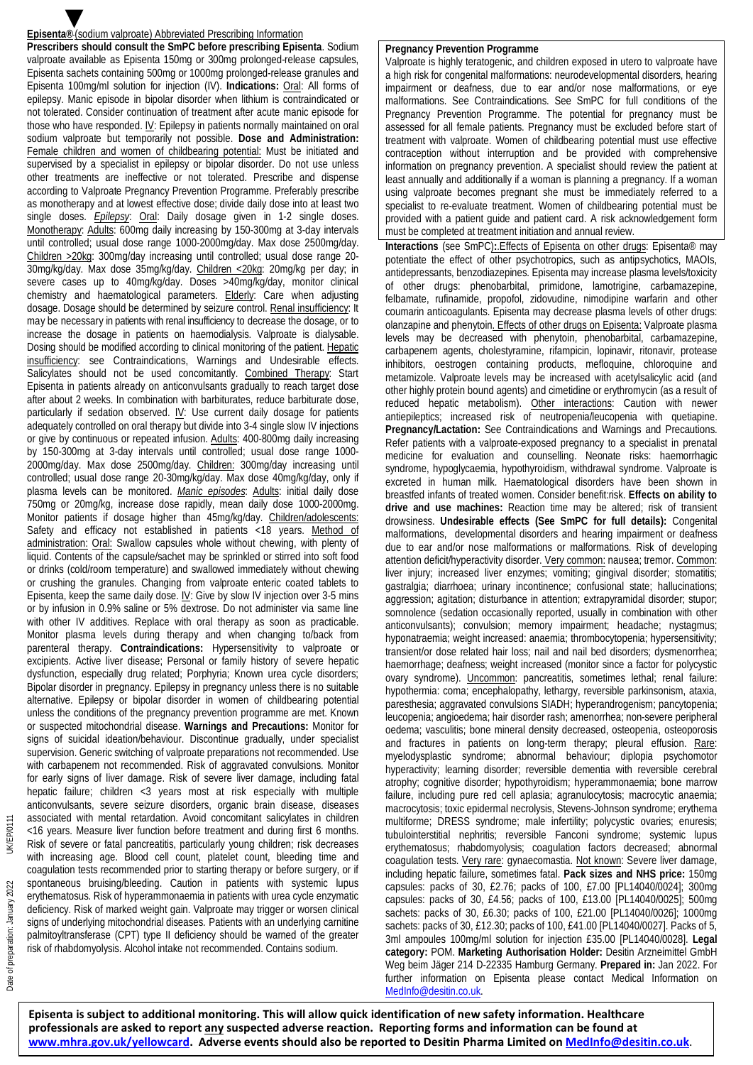▼

**Episenta®** (sodium valproate) Abbreviated Prescribing Information

**Prescribers should consult the SmPC before prescribing Episenta**. Sodium valproate available as Episenta 150mg or 300mg prolonged-release capsules, Episenta sachets containing 500mg or 1000mg prolonged-release granules and Episenta 100mg/ml solution for injection (IV). **Indications:** Oral: All forms of epilepsy. Manic episode in bipolar disorder when lithium is contraindicated or not tolerated. Consider continuation of treatment after acute manic episode for those who have responded. IV: Epilepsy in patients normally maintained on oral sodium valproate but temporarily not possible. **Dose and Administration:** Female children and women of childbearing potential: Must be initiated and supervised by a specialist in epilepsy or bipolar disorder. Do not use unless other treatments are ineffective or not tolerated. Prescribe and dispense according to Valproate Pregnancy Prevention Programme. Preferably prescribe as monotherapy and at lowest effective dose; divide daily dose into at least two single doses. *Epilepsy*: Oral: Daily dosage given in 1-2 single doses. Monotherapy: Adults: 600mg daily increasing by 150-300mg at 3-day intervals until controlled; usual dose range 1000-2000mg/day. Max dose 2500mg/day. Children >20kg: 300mg/day increasing until controlled; usual dose range 20-30mg/kg/day. Max dose 35mg/kg/day. Children <20kg: 20mg/kg per day; in severe cases up to 40mg/kg/day. Doses >40mg/kg/day, monitor clinical chemistry and haematological parameters. Elderly: Care when adjusting dosage. Dosage should be determined by seizure control. Renal insufficiency: It may be necessary in patients with renal insufficiency to decrease the dosage, or to increase the dosage in patients on haemodialysis. Valproate is dialysable. Dosing should be modified according to clinical monitoring of the patient. Hepatic insufficiency: see Contraindications, Warnings and Undesirable effects. Salicylates should not be used concomitantly. Combined Therapy: Start Episenta in patients already on anticonvulsants gradually to reach target dose after about 2 weeks. In combination with barbiturates, reduce barbiturate dose, particularly if sedation observed. IV: Use current daily dosage for patients adequately controlled on oral therapy but divide into 3-4 single slow IV injections or give by continuous or repeated infusion. Adults: 400-800mg daily increasing by 150-300mg at 3-day intervals until controlled; usual dose range 1000-2000mg/day. Max dose 2500mg/day. Children: 300mg/day increasing until controlled; usual dose range 20-30mg/kg/day. Max dose 40mg/kg/day, only if plasma levels can be monitored. *Manic episodes*: Adults: initial daily dose 750mg or 20mg/kg, increase dose rapidly, mean daily dose 1000-2000mg. Monitor patients if dosage higher than 45mg/kg/day. Children/adolescents: Safety and efficacy not established in patients <18 years. Method of administration: Oral: Swallow capsules whole without chewing, with plenty of liquid. Contents of the capsule/sachet may be sprinkled or stirred into soft food or drinks (cold/room temperature) and swallowed immediately without chewing or crushing the granules. Changing from valproate enteric coated tablets to Episenta, keep the same daily dose. IV: Give by slow IV injection over 3-5 mins or by infusion in 0.9% saline or 5% dextrose. Do not administer via same line with other IV additives. Replace with oral therapy as soon as practicable. Monitor plasma levels during therapy and when changing to/back from parenteral therapy. **Contraindications:** Hypersensitivity to valproate or excipients. Active liver disease; Personal or family history of severe hepatic dysfunction, especially drug related; Porphyria; Known urea cycle disorders; Bipolar disorder in pregnancy. Epilepsy in pregnancy unless there is no suitable alternative. Epilepsy or bipolar disorder in women of childbearing potential unless the conditions of the pregnancy prevention programme are met. Known or suspected mitochondrial disease. **Warnings and Precautions:** Monitor for signs of suicidal ideation/behaviour. Discontinue gradually, under specialist supervision. Generic switching of valproate preparations not recommended. Use with carbapenem not recommended. Risk of aggravated convulsions. Monitor for early signs of liver damage. Risk of severe liver damage, including fatal hepatic failure; children <3 years most at risk especially with multiple anticonvulsants, severe seizure disorders, organic brain disease, diseases associated with mental retardation. Avoid concomitant salicylates in children <16 years. Measure liver function before treatment and during first 6 months. Risk of severe or fatal pancreatitis, particularly young children; risk decreases with increasing age. Blood cell count, platelet count, bleeding time and coagulation tests recommended prior to starting therapy or before surgery, or if spontaneous bruising/bleeding. Caution in patients with systemic lupus erythematosus. Risk of hyperammonaemia in patients with urea cycle enzymatic deficiency. Risk of marked weight gain. Valproate may trigger or worsen clinical signs of underlying mitochondrial diseases. Patients with an underlying carnitine palmitoyltransferase (CPT) type II deficiency should be warned of the greater risk of rhabdomyolysis. Alcohol intake not recommended. Contains sodium.

**Pregnancy Prevention Programme**

Valproate is highly teratogenic, and children exposed in utero to valproate have a high risk for congenital malformations: neurodevelopmental disorders, hearing impairment or deafness, due to ear and/or nose malformations, or eye malformations. See Contraindications. See SmPC for full conditions of the Pregnancy Prevention Programme. The potential for pregnancy must be assessed for all female patients. Pregnancy must be excluded before start of treatment with valproate. Women of childbearing potential must use effective contraception without interruption and be provided with comprehensive information on pregnancy prevention. A specialist should review the patient at least annually and additionally if a woman is planning a pregnancy. If a woman using valproate becomes pregnant she must be immediately referred to a specialist to re-evaluate treatment. Women of childbearing potential must be provided with a patient guide and patient card. A risk acknowledgement form must be completed at treatment initiation and annual review.

**Interactions** (see SmPC): Effects of Episenta on other drugs: Episenta® may potentiate the effect of other psychotropics, such as antipsychotics, MAOIs, antidepressants, benzodiazepines. Episenta may increase plasma levels/toxicity of other drugs: phenobarbital, primidone, lamotrigine, carbamazepine, felbamate, rufinamide, propofol, zidovudine, nimodipine warfarin and other coumarin anticoagulants. Episenta may decrease plasma levels of other drugs: olanzapine and phenytoin. Effects of other drugs on Episenta: Valproate plasma levels may be decreased with phenytoin, phenobarbital, carbamazepine, carbapenem agents, cholestyramine, rifampicin, lopinavir, ritonavir, protease inhibitors, oestrogen containing products, mefloquine, chloroquine and metamizole. Valproate levels may be increased with acetylsalicylic acid (and other highly protein bound agents) and cimetidine or erythromycin (as a result of reduced hepatic metabolism). Other interactions: Caution with newer antiepileptics; increased risk of neutropenia/leucopenia with quetiapine. **Pregnancy/Lactation:** See Contraindications and Warnings and Precautions. Refer patients with a valproate-exposed pregnancy to a specialist in prenatal medicine for evaluation and counselling. Neonate risks: haemorrhagic syndrome, hypoglycaemia, hypothyroidism, withdrawal syndrome. Valproate is excreted in human milk. Haematological disorders have been shown in breastfed infants of treated women. Consider benefit:risk. **Effects on ability to drive and use machines:** Reaction time may be altered; risk of transient drowsiness. **Undesirable effects (See SmPC for full details):** Congenital malformations, developmental disorders and hearing impairment or deafness due to ear and/or nose malformations or malformations. Risk of developing attention deficit/hyperactivity disorder. Very common: nausea; tremor. Common: liver injury; increased liver enzymes; vomiting; gingival disorder; stomatitis; gastralgia; diarrhoea; urinary incontinence; confusional state; hallucinations; aggression; agitation; disturbance in attention; extrapyramidal disorder; stupor; somnolence (sedation occasionally reported, usually in combination with other anticonvulsants); convulsion; memory impairment; headache; nystagmus; hyponatraemia; weight increased: anaemia; thrombocytopenia; hypersensitivity; transient/or dose related hair loss; nail and nail bed disorders; dysmenorrhea; haemorrhage; deafness; weight increased (monitor since a factor for polycystic ovary syndrome). Uncommon: pancreatitis, sometimes lethal; renal failure: hypothermia: coma; encephalopathy, lethargy, reversible parkinsonism, ataxia, paresthesia; aggravated convulsions SIADH; hyperandrogenism; pancytopenia; leucopenia; angioedema; hair disorder rash; amenorrhea; non-severe peripheral oedema; vasculitis; bone mineral density decreased, osteopenia, osteoporosis and fractures in patients on long-term therapy; pleural effusion. Rare: myelodysplastic syndrome; abnormal behaviour; diplopia psychomotor hyperactivity; learning disorder; reversible dementia with reversible cerebral atrophy; cognitive disorder; hypothyroidism; hyperammonaemia; bone marrow failure, including pure red cell aplasia; agranulocytosis; macrocytic anaemia; macrocytosis; toxic epidermal necrolysis, Stevens-Johnson syndrome; erythema multiforme; DRESS syndrome; male infertility; polycystic ovaries; enuresis; tubulointerstitial nephritis; reversible Fanconi syndrome; systemic lupus erythematosus; rhabdomyolysis; coagulation factors decreased; abnormal coagulation tests. Very rare: gynaecomastia. Not known: Severe liver damage, including hepatic failure, sometimes fatal. **Pack sizes and NHS price:** 150mg capsules: packs of 30, £2.76; packs of 100, £7.00 [PL14040/0024]; 300mg capsules: packs of 30, £4.56; packs of 100, £13.00 [PL14040/0025]; 500mg sachets: packs of 30, £6.30; packs of 100, £21.00 [PL14040/0026]; 1000mg sachets: packs of 30, £12.30; packs of 100, £41.00 [PL14040/0027]. Packs of 5, 3ml ampoules 100mg/ml solution for injection £35.00 [PL14040/0028]. **Legal category:** POM. **Marketing Authorisation Holder:** Desitin Arzneimittel GmbH Weg beim Jäger 214 D-22335 Hamburg Germany. **Prepared in:** Jan 2022. For further information on Episenta please contact Medical Information on MedInfo@desitin.co.uk.

**Episenta is subject to additional monitoring. This will allow quick identification of new safety information. Healthcare professionals are asked to report any suspected adverse reaction. Reporting forms and information can be found at www.mhra.gov.uk/yellowcard. Adverse events should also be reported to Desitin Pharma Limited on MedInfo@desitin.co.uk.**

Date of preparation: January 2022 UK/EP/0111